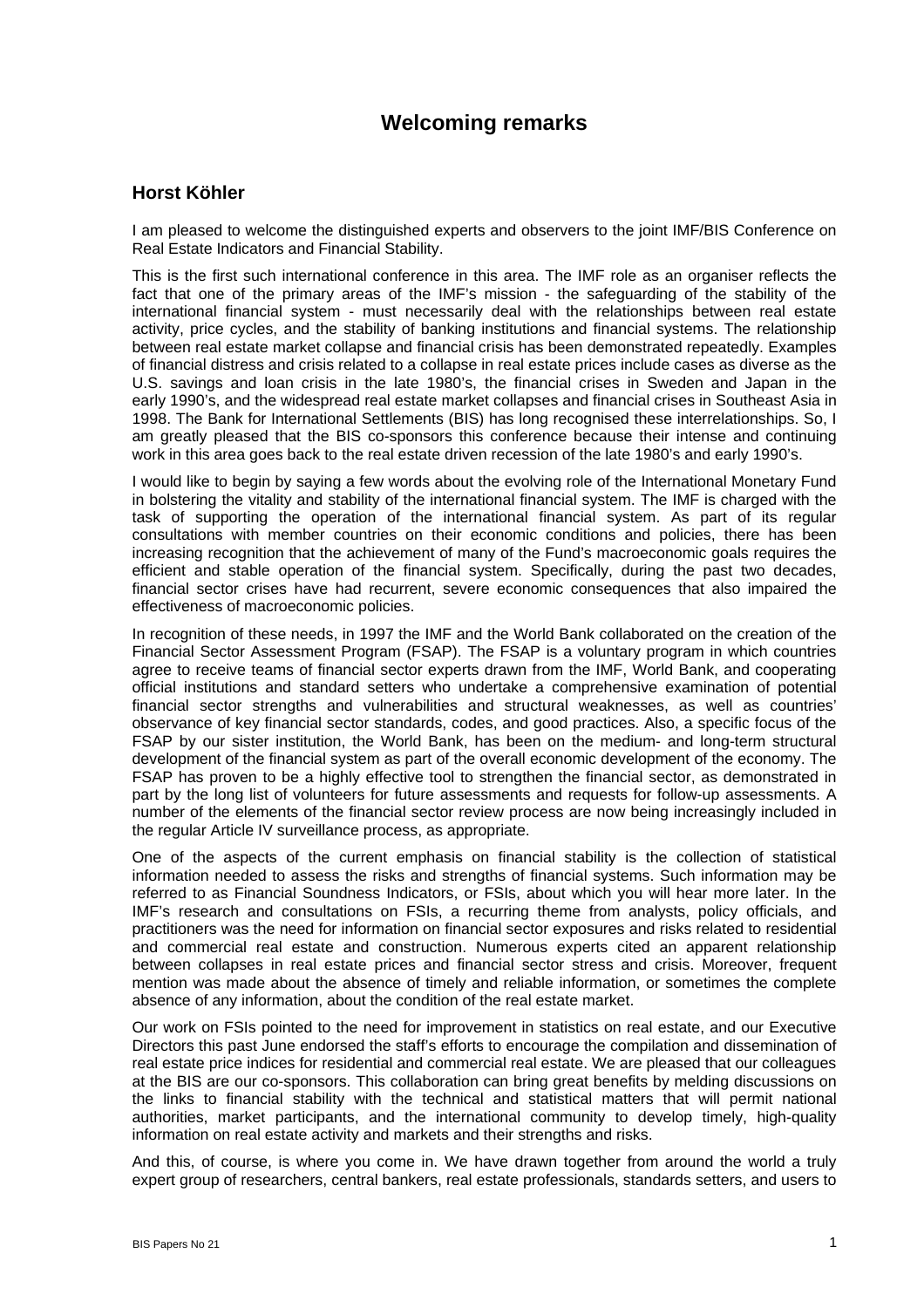# Welcoming remarks

## Horst Köhler

I am pleased to welcome the distinguished experts and observers to the joint IMF/BIS Conference on Real Estate Indicators and Financial Stability.

This is the first such international conference in this area. The IMF role as an organiser reflects the fact that one of the primary areas of the IMF's mission - the safeguarding of the stability of the international financial system - must necessarily deal with the relationships between real estate activity, price cycles, and the stability of banking institutions and financial systems. The relationship between real estate market collapse and financial crisis has been demonstrated repeatedly. Examples of financial distress and crisis related to a collapse in real estate prices include cases as diverse as the U.S. savings and loan crisis in the late 1980's, the financial crises in Sweden and Japan in the early 1990's, and the widespread real estate market collapses and financial crises in Southeast Asia in 1998. The Bank for International Settlements (BIS) has long recognised these interrelationships. So, I am greatly pleased that the BIS co-sponsors this conference because their intense and continuing work in this area goes back to the real estate driven recession of the late 1980's and early 1990's.

I would like to begin by saying a few words about the evolving role of the International Monetary Fund in bolstering the vitality and stability of the international financial system. The IMF is charged with the task of supporting the operation of the international financial system. As part of its regular consultations with member countries on their economic conditions and policies, there has been increasing recognition that the achievement of many of the Fund's macroeconomic goals requires the efficient and stable operation of the financial system. Specifically, during the past two decades, financial sector crises have had recurrent, severe economic consequences that also impaired the effectiveness of macroeconomic policies.

In recognition of these needs, in 1997 the IMF and the World Bank collaborated on the creation of the Financial Sector Assessment Program (FSAP). The FSAP is a voluntary program in which countries agree to receive teams of financial sector experts drawn from the IMF, World Bank, and cooperating official institutions and standard setters who undertake a comprehensive examination of potential financial sector strengths and vulnerabilities and structural weaknesses, as well as countries' observance of key financial sector standards, codes, and good practices. Also, a specific focus of the FSAP by our sister institution, the World Bank, has been on the medium- and long-term structural development of the financial system as part of the overall economic development of the economy. The FSAP has proven to be a highly effective tool to strengthen the financial sector, as demonstrated in part by the long list of volunteers for future assessments and requests for follow-up assessments. A number of the elements of the financial sector review process are now being increasingly included in the regular Article IV surveillance process, as appropriate.

One of the aspects of the current emphasis on financial stability is the collection of statistical information needed to assess the risks and strengths of financial systems. Such information may be referred to as Financial Soundness Indicators, or FSIs, about which you will hear more later. In the IMF's research and consultations on FSIs, a recurring theme from analysts, policy officials, and practitioners was the need for information on financial sector exposures and risks related to residential and commercial real estate and construction. Numerous experts cited an apparent relationship between collapses in real estate prices and financial sector stress and crisis. Moreover, frequent mention was made about the absence of timely and reliable information, or sometimes the complete absence of any information, about the condition of the real estate market.

Our work on FSIs pointed to the need for improvement in statistics on real estate, and our Executive Directors this past June endorsed the staff's efforts to encourage the compilation and dissemination of real estate price indices for residential and commercial real estate. We are pleased that our colleagues at the BIS are our co-sponsors. This collaboration can bring great benefits by melding discussions on the links to financial stability with the technical and statistical matters that will permit national authorities, market participants, and the international community to develop timely, high-quality information on real estate activity and markets and their strengths and risks.

And this, of course, is where you come in. We have drawn together from around the world a truly expert group of researchers, central bankers, real estate professionals, standards setters, and users to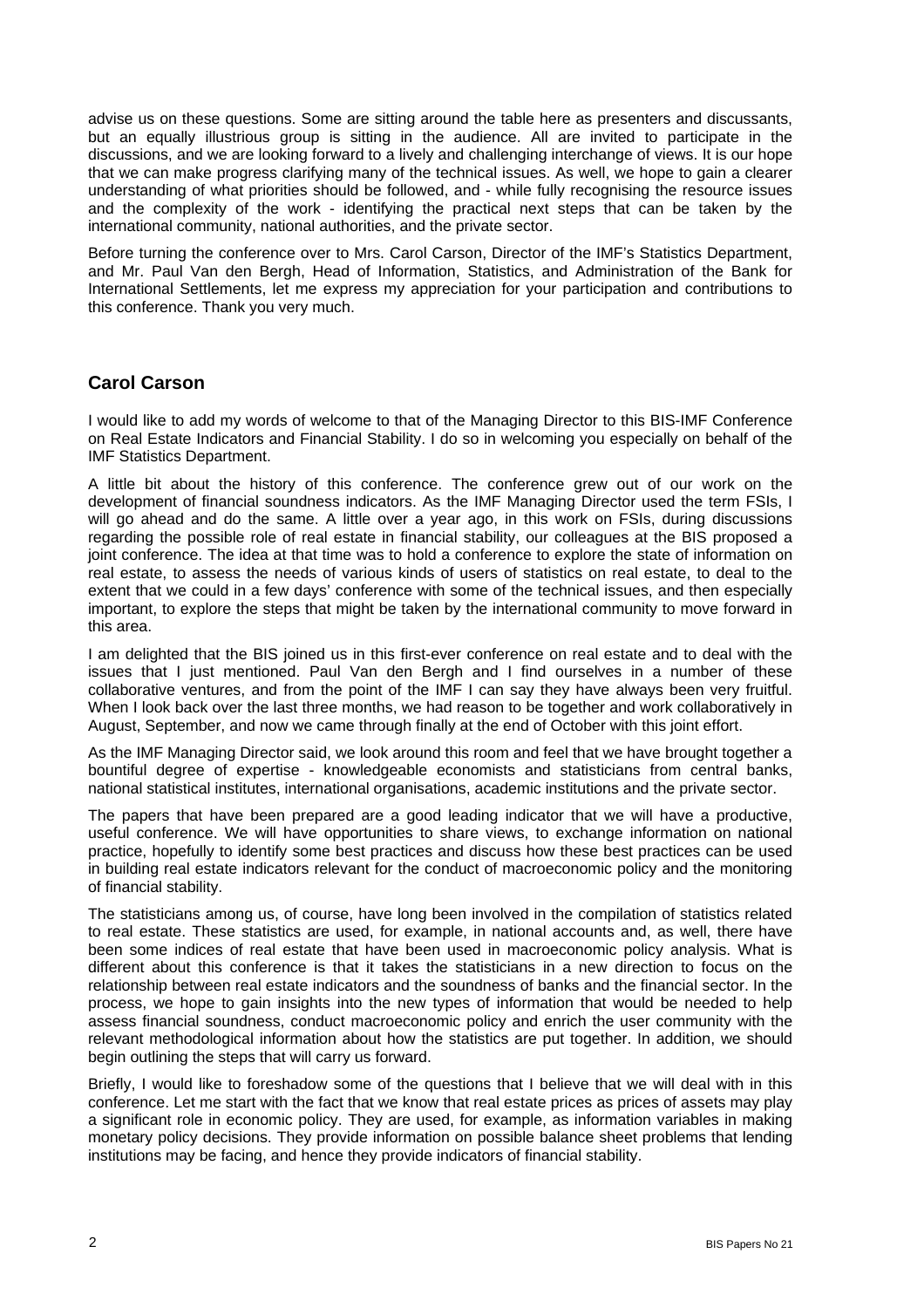advise us on these questions. Some are sitting around the table here as presenters and discussants, but an equally illustrious group is sitting in the audience. All are invited to participate in the discussions, and we are looking forward to a lively and challenging interchange of views. It is our hope that we can make progress clarifying many of the technical issues. As well, we hope to gain a clearer understanding of what priorities should be followed, and - while fully recognising the resource issues and the complexity of the work - identifying the practical next steps that can be taken by the international community, national authorities, and the private sector.

Before turning the conference over to Mrs. Carol Carson, Director of the IMF's Statistics Department, and Mr. Paul Van den Bergh, Head of Information, Statistics, and Administration of the Bank for International Settlements, let me express my appreciation for your participation and contributions to this conference. Thank you very much.

## Carol Carson

I would like to add my words of welcome to that of the Managing Director to this BIS-IMF Conference on Real Estate Indicators and Financial Stability. I do so in welcoming you especially on behalf of the IMF Statistics Department.

A little bit about the history of this conference. The conference grew out of our work on the development of financial soundness indicators. As the IMF Managing Director used the term FSIs, I will go ahead and do the same. A little over a year ago, in this work on FSIs, during discussions regarding the possible role of real estate in financial stability, our colleagues at the BIS proposed a joint conference. The idea at that time was to hold a conference to explore the state of information on real estate, to assess the needs of various kinds of users of statistics on real estate, to deal to the extent that we could in a few days' conference with some of the technical issues, and then especially important, to explore the steps that might be taken by the international community to move forward in this area.

I am delighted that the BIS joined us in this first-ever conference on real estate and to deal with the issues that I just mentioned. Paul Van den Bergh and I find ourselves in a number of these collaborative ventures, and from the point of the IMF I can say they have always been very fruitful. When I look back over the last three months, we had reason to be together and work collaboratively in August, September, and now we came through finally at the end of October with this joint effort.

As the IMF Managing Director said, we look around this room and feel that we have brought together a bountiful degree of expertise - knowledgeable economists and statisticians from central banks, national statistical institutes, international organisations, academic institutions and the private sector.

The papers that have been prepared are a good leading indicator that we will have a productive, useful conference. We will have opportunities to share views, to exchange information on national practice, hopefully to identify some best practices and discuss how these best practices can be used in building real estate indicators relevant for the conduct of macroeconomic policy and the monitoring of financial stability.

The statisticians among us, of course, have long been involved in the compilation of statistics related to real estate. These statistics are used, for example, in national accounts and, as well, there have been some indices of real estate that have been used in macroeconomic policy analysis. What is different about this conference is that it takes the statisticians in a new direction to focus on the relationship between real estate indicators and the soundness of banks and the financial sector. In the process, we hope to gain insights into the new types of information that would be needed to help assess financial soundness, conduct macroeconomic policy and enrich the user community with the relevant methodological information about how the statistics are put together. In addition, we should begin outlining the steps that will carry us forward.

Briefly, I would like to foreshadow some of the questions that I believe that we will deal with in this conference. Let me start with the fact that we know that real estate prices as prices of assets may play a significant role in economic policy. They are used, for example, as information variables in making monetary policy decisions. They provide information on possible balance sheet problems that lending institutions may be facing, and hence they provide indicators of financial stability.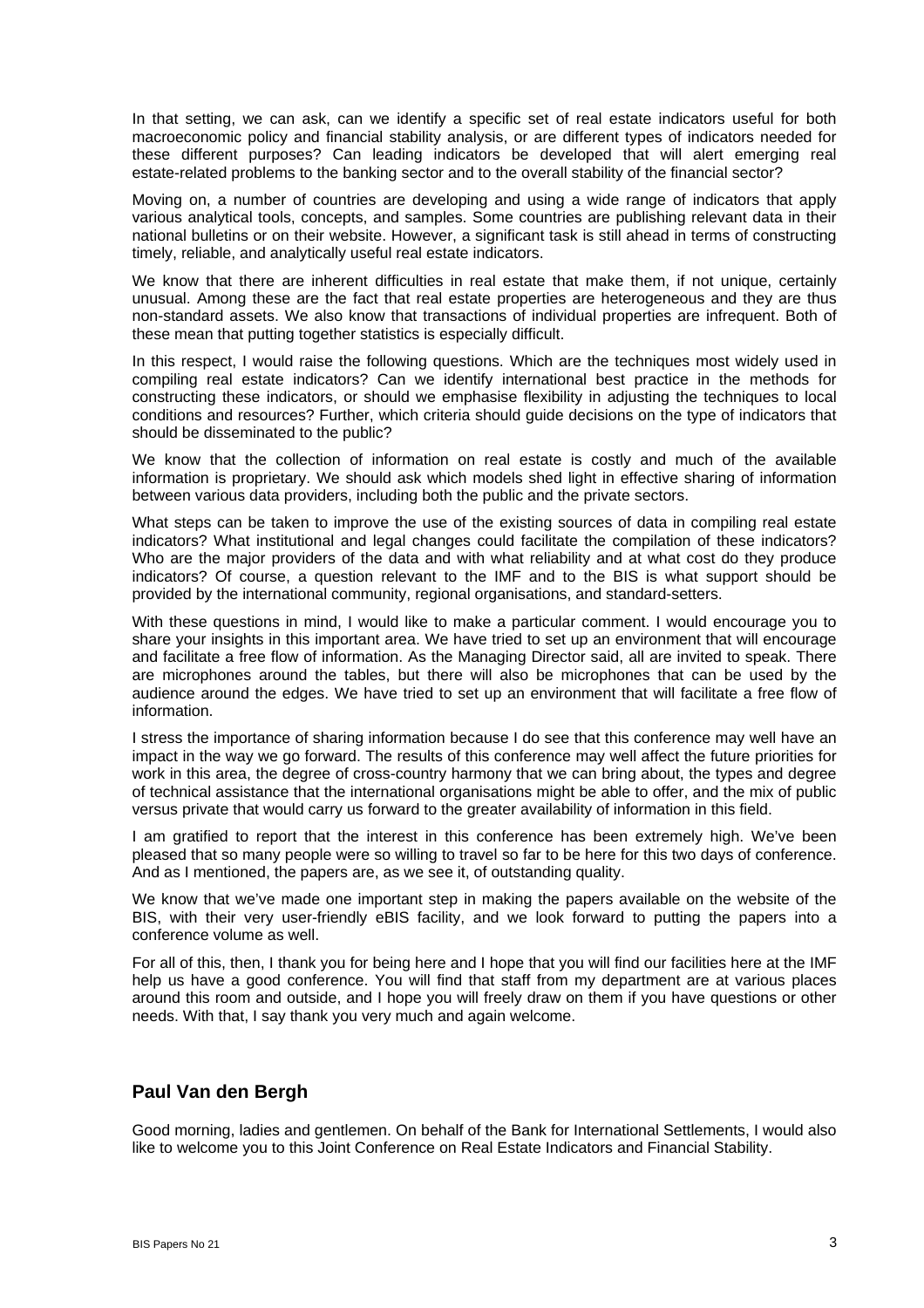In that setting, we can ask, can we identify a specific set of real estate indicators useful for both macroeconomic policy and financial stability analysis, or are different types of indicators needed for these different purposes? Can leading indicators be developed that will alert emerging real estate-related problems to the banking sector and to the overall stability of the financial sector?

Moving on, a number of countries are developing and using a wide range of indicators that apply various analytical tools, concepts, and samples. Some countries are publishing relevant data in their national bulletins or on their website. However, a significant task is still ahead in terms of constructing timely, reliable, and analytically useful real estate indicators.

We know that there are inherent difficulties in real estate that make them, if not unique, certainly unusual. Among these are the fact that real estate properties are heterogeneous and they are thus non-standard assets. We also know that transactions of individual properties are infrequent. Both of these mean that putting together statistics is especially difficult.

In this respect, I would raise the following questions. Which are the techniques most widely used in compiling real estate indicators? Can we identify international best practice in the methods for constructing these indicators, or should we emphasise flexibility in adjusting the techniques to local conditions and resources? Further, which criteria should guide decisions on the type of indicators that should be disseminated to the public?

We know that the collection of information on real estate is costly and much of the available information is proprietary. We should ask which models shed light in effective sharing of information between various data providers, including both the public and the private sectors.

What steps can be taken to improve the use of the existing sources of data in compiling real estate indicators? What institutional and legal changes could facilitate the compilation of these indicators? Who are the major providers of the data and with what reliability and at what cost do they produce indicators? Of course, a question relevant to the IMF and to the BIS is what support should be provided by the international community, regional organisations, and standard-setters.

With these questions in mind, I would like to make a particular comment. I would encourage you to share your insights in this important area. We have tried to set up an environment that will encourage and facilitate a free flow of information. As the Managing Director said, all are invited to speak. There are microphones around the tables, but there will also be microphones that can be used by the audience around the edges. We have tried to set up an environment that will facilitate a free flow of information.

I stress the importance of sharing information because I do see that this conference may well have an impact in the way we go forward. The results of this conference may well affect the future priorities for work in this area, the degree of cross-country harmony that we can bring about, the types and degree of technical assistance that the international organisations might be able to offer, and the mix of public versus private that would carry us forward to the greater availability of information in this field.

I am gratified to report that the interest in this conference has been extremely high. We've been pleased that so many people were so willing to travel so far to be here for this two days of conference. And as I mentioned, the papers are, as we see it, of outstanding quality.

We know that we've made one important step in making the papers available on the website of the BIS, with their very user-friendly eBIS facility, and we look forward to putting the papers into a conference volume as well.

For all of this, then, I thank you for being here and I hope that you will find our facilities here at the IMF help us have a good conference. You will find that staff from my department are at various places around this room and outside, and I hope you will freely draw on them if you have questions or other needs. With that, I say thank you very much and again welcome.

## Paul Van den Bergh

Good morning, ladies and gentlemen. On behalf of the Bank for International Settlements, I would also like to welcome you to this Joint Conference on Real Estate Indicators and Financial Stability.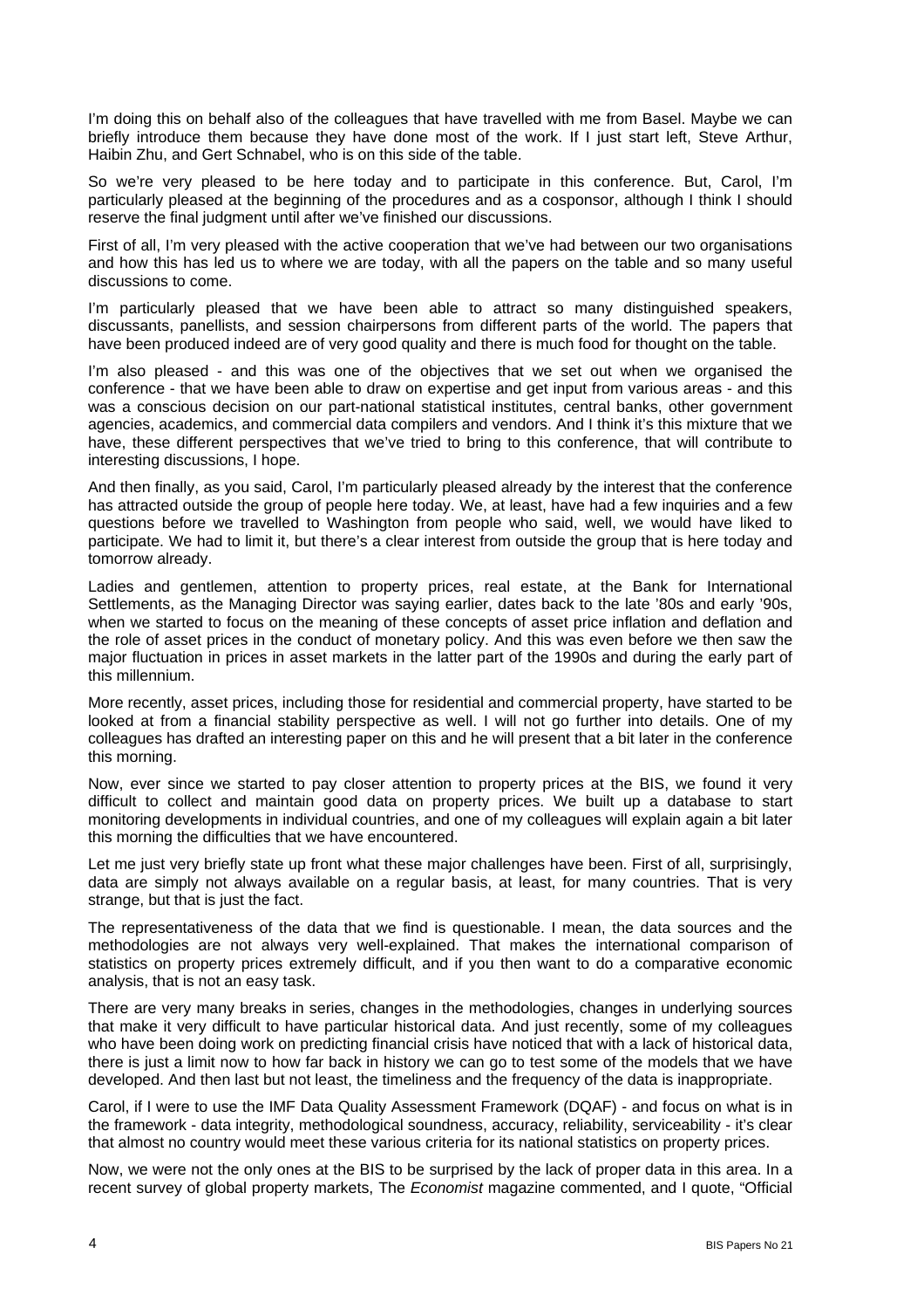I'm doing this on behalf also of the colleagues that have travelled with me from Basel. Maybe we can briefly introduce them because they have done most of the work. If I just start left, Steve Arthur, Haibin Zhu, and Gert Schnabel, who is on this side of the table.

So we're very pleased to be here today and to participate in this conference. But, Carol, I'm particularly pleased at the beginning of the procedures and as a cosponsor, although I think I should reserve the final judgment until after we've finished our discussions.

First of all, I'm very pleased with the active cooperation that we've had between our two organisations and how this has led us to where we are today, with all the papers on the table and so many useful discussions to come.

I'm particularly pleased that we have been able to attract so many distinguished speakers, discussants, panellists, and session chairpersons from different parts of the world. The papers that have been produced indeed are of very good quality and there is much food for thought on the table.

I'm also pleased - and this was one of the objectives that we set out when we organised the conference - that we have been able to draw on expertise and get input from various areas - and this was a conscious decision on our part-national statistical institutes, central banks, other government agencies, academics, and commercial data compilers and vendors. And I think it's this mixture that we have, these different perspectives that we've tried to bring to this conference, that will contribute to interesting discussions, I hope.

And then finally, as you said, Carol, I'm particularly pleased already by the interest that the conference has attracted outside the group of people here today. We, at least, have had a few inquiries and a few questions before we travelled to Washington from people who said, well, we would have liked to participate. We had to limit it, but there's a clear interest from outside the group that is here today and tomorrow already.

Ladies and gentlemen, attention to property prices, real estate, at the Bank for International Settlements, as the Managing Director was saying earlier, dates back to the late '80s and early '90s, when we started to focus on the meaning of these concepts of asset price inflation and deflation and the role of asset prices in the conduct of monetary policy. And this was even before we then saw the major fluctuation in prices in asset markets in the latter part of the 1990s and during the early part of this millennium.

More recently, asset prices, including those for residential and commercial property, have started to be looked at from a financial stability perspective as well. I will not go further into details. One of my colleagues has drafted an interesting paper on this and he will present that a bit later in the conference this morning.

Now, ever since we started to pay closer attention to property prices at the BIS, we found it very difficult to collect and maintain good data on property prices. We built up a database to start monitoring developments in individual countries, and one of my colleagues will explain again a bit later this morning the difficulties that we have encountered.

Let me just very briefly state up front what these major challenges have been. First of all, surprisingly, data are simply not always available on a regular basis, at least, for many countries. That is very strange, but that is just the fact.

The representativeness of the data that we find is questionable. I mean, the data sources and the methodologies are not always very well-explained. That makes the international comparison of statistics on property prices extremely difficult, and if you then want to do a comparative economic analysis, that is not an easy task.

There are very many breaks in series, changes in the methodologies, changes in underlying sources that make it very difficult to have particular historical data. And just recently, some of my colleagues who have been doing work on predicting financial crisis have noticed that with a lack of historical data, there is just a limit now to how far back in history we can go to test some of the models that we have developed. And then last but not least, the timeliness and the frequency of the data is inappropriate.

Carol, if I were to use the IMF Data Quality Assessment Framework (DQAF) - and focus on what is in the framework - data integrity, methodological soundness, accuracy, reliability, serviceability - it's clear that almost no country would meet these various criteria for its national statistics on property prices.

Now, we were not the only ones at the BIS to be surprised by the lack of proper data in this area. In a recent survey of global property markets, The *Economist* magazine commented, and I quote, "Official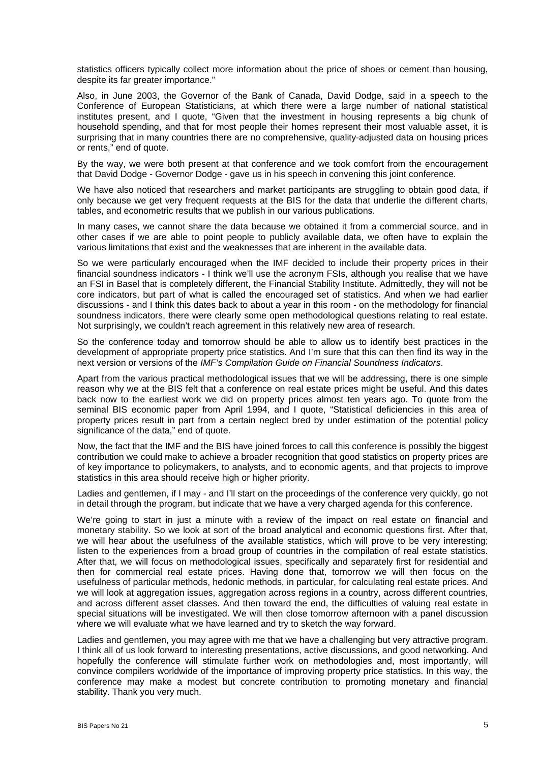statistics officers typically collect more information about the price of shoes or cement than housing, despite its far greater importance."

Also, in June 2003, the Governor of the Bank of Canada, David Dodge, said in a speech to the Conference of European Statisticians, at which there were a large number of national statistical institutes present, and I quote, "Given that the investment in housing represents a big chunk of household spending, and that for most people their homes represent their most valuable asset, it is surprising that in many countries there are no comprehensive, quality-adjusted data on housing prices or rents," end of quote.

By the way, we were both present at that conference and we took comfort from the encouragement that David Dodge - Governor Dodge - gave us in his speech in convening this joint conference.

We have also noticed that researchers and market participants are struggling to obtain good data, if only because we get very frequent requests at the BIS for the data that underlie the different charts, tables, and econometric results that we publish in our various publications.

In many cases, we cannot share the data because we obtained it from a commercial source, and in other cases if we are able to point people to publicly available data, we often have to explain the various limitations that exist and the weaknesses that are inherent in the available data.

So we were particularly encouraged when the IMF decided to include their property prices in their financial soundness indicators - I think we'll use the acronym FSIs, although you realise that we have an FSI in Basel that is completely different, the Financial Stability Institute. Admittedly, they will not be core indicators, but part of what is called the encouraged set of statistics. And when we had earlier discussions - and I think this dates back to about a year in this room - on the methodology for financial soundness indicators, there were clearly some open methodological questions relating to real estate. Not surprisingly, we couldn't reach agreement in this relatively new area of research.

So the conference today and tomorrow should be able to allow us to identify best practices in the development of appropriate property price statistics. And I'm sure that this can then find its way in the next version or versions of the *IMF's Compilation Guide on Financial Soundness Indicators*.

Apart from the various practical methodological issues that we will be addressing, there is one simple reason why we at the BIS felt that a conference on real estate prices might be useful. And this dates back now to the earliest work we did on property prices almost ten years ago. To quote from the seminal BIS economic paper from April 1994, and I quote, "Statistical deficiencies in this area of property prices result in part from a certain neglect bred by under estimation of the potential policy significance of the data," end of quote.

Now, the fact that the IMF and the BIS have joined forces to call this conference is possibly the biggest contribution we could make to achieve a broader recognition that good statistics on property prices are of key importance to policymakers, to analysts, and to economic agents, and that projects to improve statistics in this area should receive high or higher priority.

Ladies and gentlemen, if I may - and I'll start on the proceedings of the conference very quickly, go not in detail through the program, but indicate that we have a very charged agenda for this conference.

We're going to start in just a minute with a review of the impact on real estate on financial and monetary stability. So we look at sort of the broad analytical and economic questions first. After that, we will hear about the usefulness of the available statistics, which will prove to be very interesting; listen to the experiences from a broad group of countries in the compilation of real estate statistics. After that, we will focus on methodological issues, specifically and separately first for residential and then for commercial real estate prices. Having done that, tomorrow we will then focus on the usefulness of particular methods, hedonic methods, in particular, for calculating real estate prices. And we will look at aggregation issues, aggregation across regions in a country, across different countries, and across different asset classes. And then toward the end, the difficulties of valuing real estate in special situations will be investigated. We will then close tomorrow afternoon with a panel discussion where we will evaluate what we have learned and try to sketch the way forward.

Ladies and gentlemen, you may agree with me that we have a challenging but very attractive program. I think all of us look forward to interesting presentations, active discussions, and good networking. And hopefully the conference will stimulate further work on methodologies and, most importantly, will convince compilers worldwide of the importance of improving property price statistics. In this way, the conference may make a modest but concrete contribution to promoting monetary and financial stability. Thank you very much.